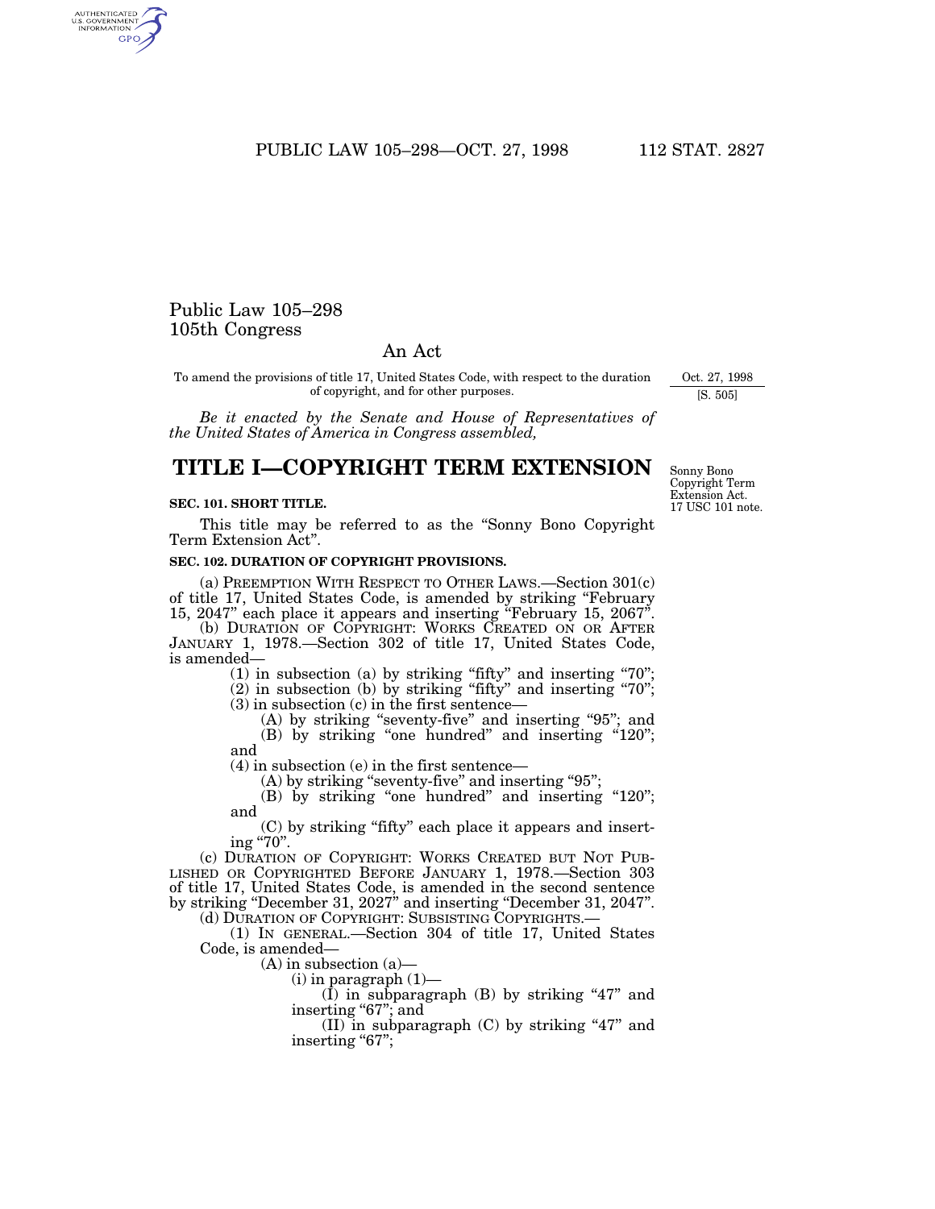# Public Law 105–298
# 105th Congress

## An Act

To amend the provisions of title 17, United States Code, with respect to the duration of copyright, and for other purposes.

Oct. 27, 1998
[S. 505]

*Be it enacted by the Senate and House of Representatives of the United States of America in Congress assembled,*

# TITLE I—COPYRIGHT TERM EXTENSION

Sonny Bono Copyright Term Extension Act.
17 USC 101 note.

**SEC. 101. SHORT TITLE.**

This title may be referred to as the "Sonny Bono Copyright Term Extension Act".

**SEC. 102. DURATION OF COPYRIGHT PROVISIONS.**

(a) PREEMPTION WITH RESPECT TO OTHER LAWS.—Section 301(c) of title 17, United States Code, is amended by striking "February 15, 2047" each place it appears and inserting "February 15, 2067".

(b) DURATION OF COPYRIGHT: WORKS CREATED ON OR AFTER JANUARY 1, 1978.—Section 302 of title 17, United States Code, is amended—

(1) in subsection (a) by striking "fifty" and inserting "70";

(2) in subsection (b) by striking "fifty" and inserting "70";

(3) in subsection (c) in the first sentence—

(A) by striking "seventy-five" and inserting "95"; and

(B) by striking "one hundred" and inserting "120"; and

(4) in subsection (e) in the first sentence—

(A) by striking "seventy-five" and inserting "95";

(B) by striking "one hundred" and inserting "120"; and

(C) by striking "fifty" each place it appears and inserting "70".

(c) DURATION OF COPYRIGHT: WORKS CREATED BUT NOT PUBLISHED OR COPYRIGHTED BEFORE JANUARY 1, 1978.—Section 303 of title 17, United States Code, is amended in the second sentence by striking "December 31, 2027" and inserting "December 31, 2047".

(d) DURATION OF COPYRIGHT: SUBSISTING COPYRIGHTS.—

(1) IN GENERAL.—Section 304 of title 17, United States Code, is amended—

(A) in subsection (a)—

(i) in paragraph (1)—

(I) in subparagraph (B) by striking "47" and inserting "67"; and

(II) in subparagraph (C) by striking "47" and inserting "67";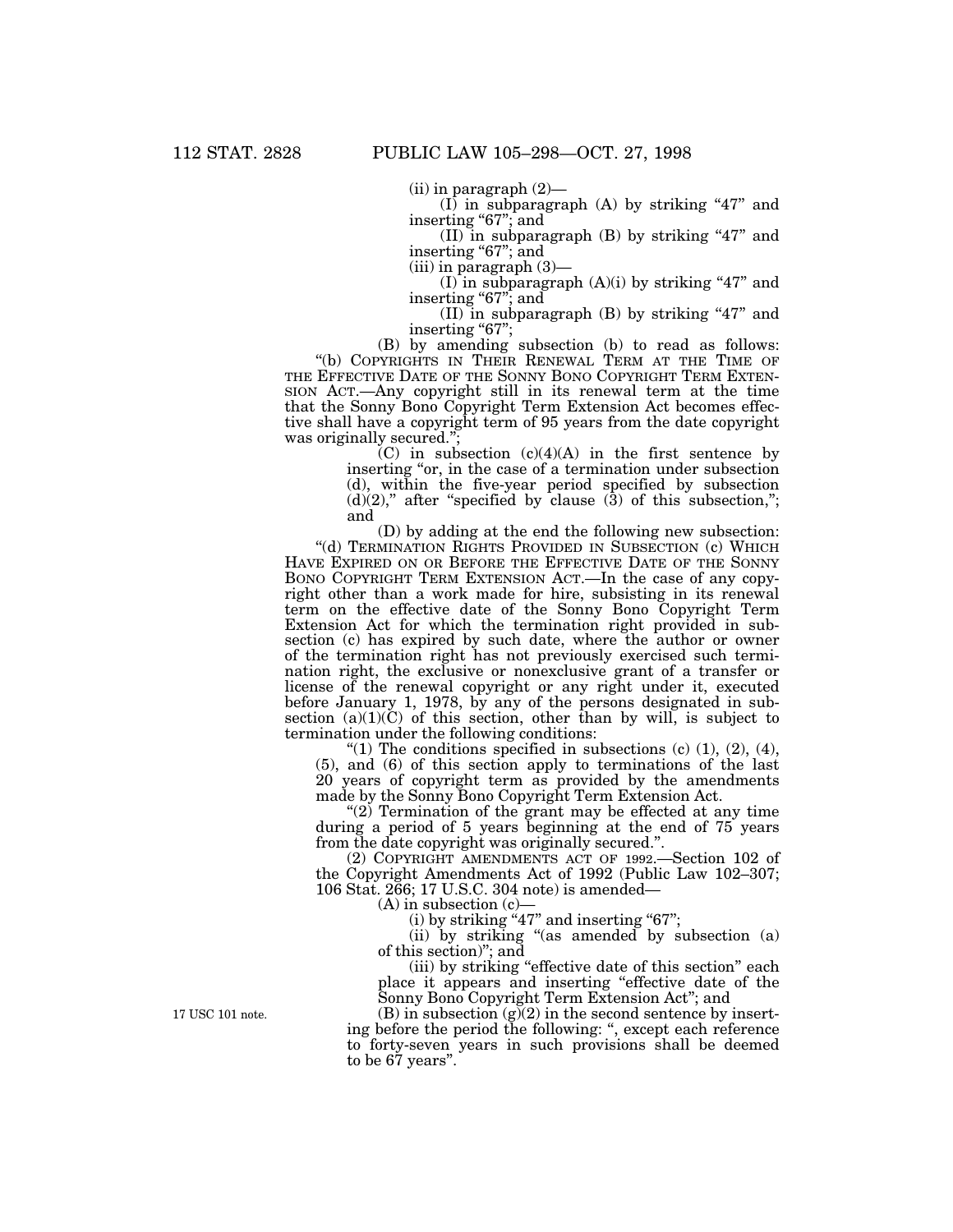(ii) in paragraph (2)—

(I) in subparagraph (A) by striking "47" and inserting "67"; and

(II) in subparagraph (B) by striking "47" and inserting "67"; and

(iii) in paragraph (3)—

(I) in subparagraph (A)(i) by striking "47" and inserting "67"; and

(II) in subparagraph (B) by striking "47" and inserting "67";

(B) by amending subsection (b) to read as follows:

"(b) COPYRIGHTS IN THEIR RENEWAL TERM AT THE TIME OF THE EFFECTIVE DATE OF THE SONNY BONO COPYRIGHT TERM EXTENSION ACT.—Any copyright still in its renewal term at the time that the Sonny Bono Copyright Term Extension Act becomes effective shall have a copyright term of 95 years from the date copyright was originally secured.";

(C) in subsection (c)(4)(A) in the first sentence by inserting "or, in the case of a termination under subsection (d), within the five-year period specified by subsection (d)(2)," after "specified by clause (3) of this subsection,"; and

(D) by adding at the end the following new subsection:

"(d) TERMINATION RIGHTS PROVIDED IN SUBSECTION (c) WHICH HAVE EXPIRED ON OR BEFORE THE EFFECTIVE DATE OF THE SONNY BONO COPYRIGHT TERM EXTENSION ACT.—In the case of any copyright other than a work made for hire, subsisting in its renewal term on the effective date of the Sonny Bono Copyright Term Extension Act for which the termination right provided in subsection (c) has expired by such date, where the author or owner of the termination right has not previously exercised such termination right, the exclusive or nonexclusive grant of a transfer or license of the renewal copyright or any right under it, executed before January 1, 1978, by any of the persons designated in subsection (a)(1)(C) of this section, other than by will, is subject to termination under the following conditions:

"(1) The conditions specified in subsections (c) (1), (2), (4), (5), and (6) of this section apply to terminations of the last 20 years of copyright term as provided by the amendments made by the Sonny Bono Copyright Term Extension Act.

"(2) Termination of the grant may be effected at any time during a period of 5 years beginning at the end of 75 years from the date copyright was originally secured.".

(2) COPYRIGHT AMENDMENTS ACT OF 1992.—Section 102 of the Copyright Amendments Act of 1992 (Public Law 102–307; 106 Stat. 266; 17 U.S.C. 304 note) is amended—

(A) in subsection (c)—

(i) by striking "47" and inserting "67";

(ii) by striking "(as amended by subsection (a) of this section)"; and

(iii) by striking "effective date of this section" each place it appears and inserting "effective date of the Sonny Bono Copyright Term Extension Act"; and

17 USC 101 note.

(B) in subsection (g)(2) in the second sentence by inserting before the period the following: ", except each reference to forty-seven years in such provisions shall be deemed to be 67 years".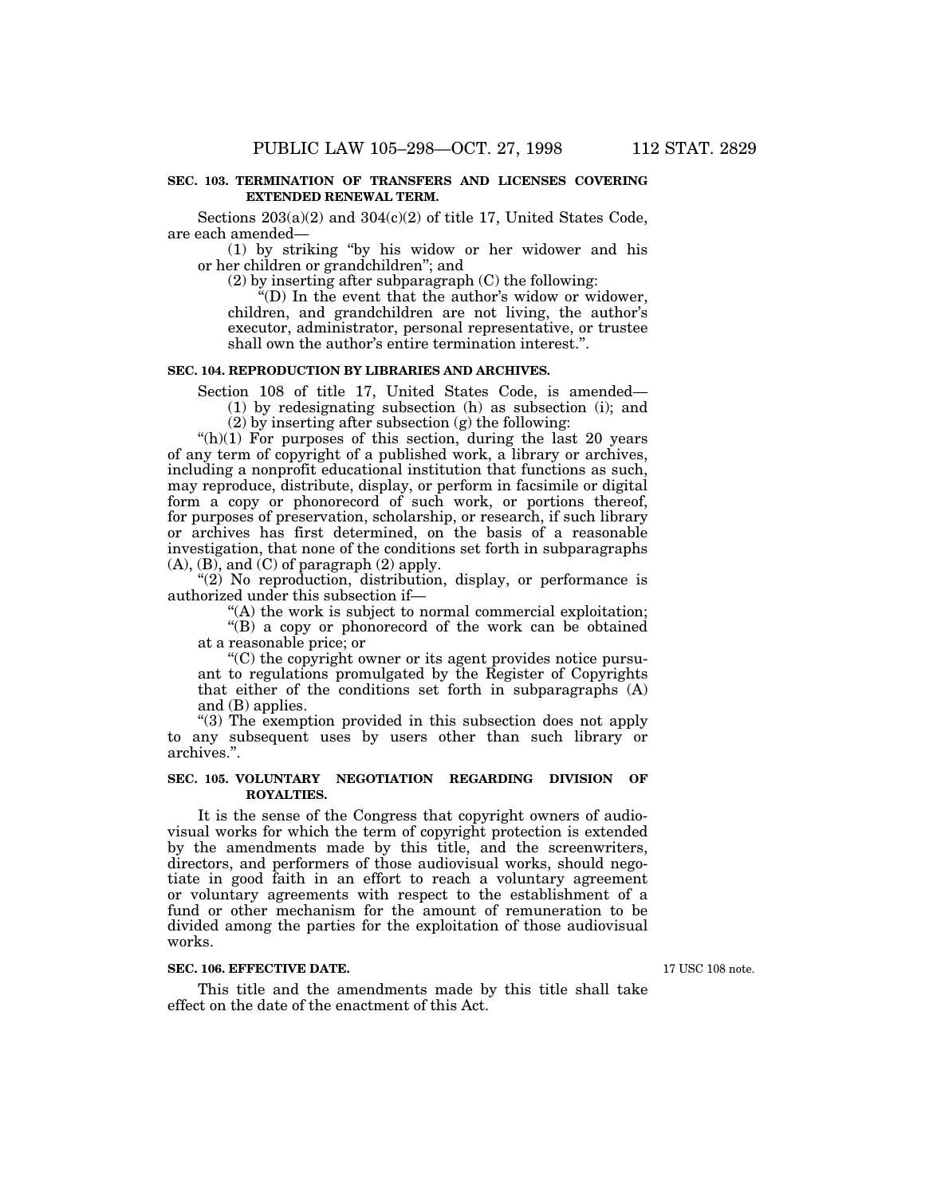**SEC. 103. TERMINATION OF TRANSFERS AND LICENSES COVERING EXTENDED RENEWAL TERM.**

Sections 203(a)(2) and 304(c)(2) of title 17, United States Code, are each amended—

(1) by striking "by his widow or her widower and his or her children or grandchildren"; and

(2) by inserting after subparagraph (C) the following:

"(D) In the event that the author's widow or widower, children, and grandchildren are not living, the author's executor, administrator, personal representative, or trustee shall own the author's entire termination interest.".

**SEC. 104. REPRODUCTION BY LIBRARIES AND ARCHIVES.**

Section 108 of title 17, United States Code, is amended—

(1) by redesignating subsection (h) as subsection (i); and

(2) by inserting after subsection (g) the following:

"(h)(1) For purposes of this section, during the last 20 years of any term of copyright of a published work, a library or archives, including a nonprofit educational institution that functions as such, may reproduce, distribute, display, or perform in facsimile or digital form a copy or phonorecord of such work, or portions thereof, for purposes of preservation, scholarship, or research, if such library or archives has first determined, on the basis of a reasonable investigation, that none of the conditions set forth in subparagraphs (A), (B), and (C) of paragraph (2) apply.

"(2) No reproduction, distribution, display, or performance is authorized under this subsection if—

"(A) the work is subject to normal commercial exploitation;

"(B) a copy or phonorecord of the work can be obtained at a reasonable price; or

"(C) the copyright owner or its agent provides notice pursuant to regulations promulgated by the Register of Copyrights that either of the conditions set forth in subparagraphs (A) and (B) applies.

"(3) The exemption provided in this subsection does not apply to any subsequent uses by users other than such library or archives.".

**SEC. 105. VOLUNTARY NEGOTIATION REGARDING DIVISION OF ROYALTIES.**

It is the sense of the Congress that copyright owners of audiovisual works for which the term of copyright protection is extended by the amendments made by this title, and the screenwriters, directors, and performers of those audiovisual works, should negotiate in good faith in an effort to reach a voluntary agreement or voluntary agreements with respect to the establishment of a fund or other mechanism for the amount of remuneration to be divided among the parties for the exploitation of those audiovisual works.

**SEC. 106. EFFECTIVE DATE.**

17 USC 108 note.

This title and the amendments made by this title shall take effect on the date of the enactment of this Act.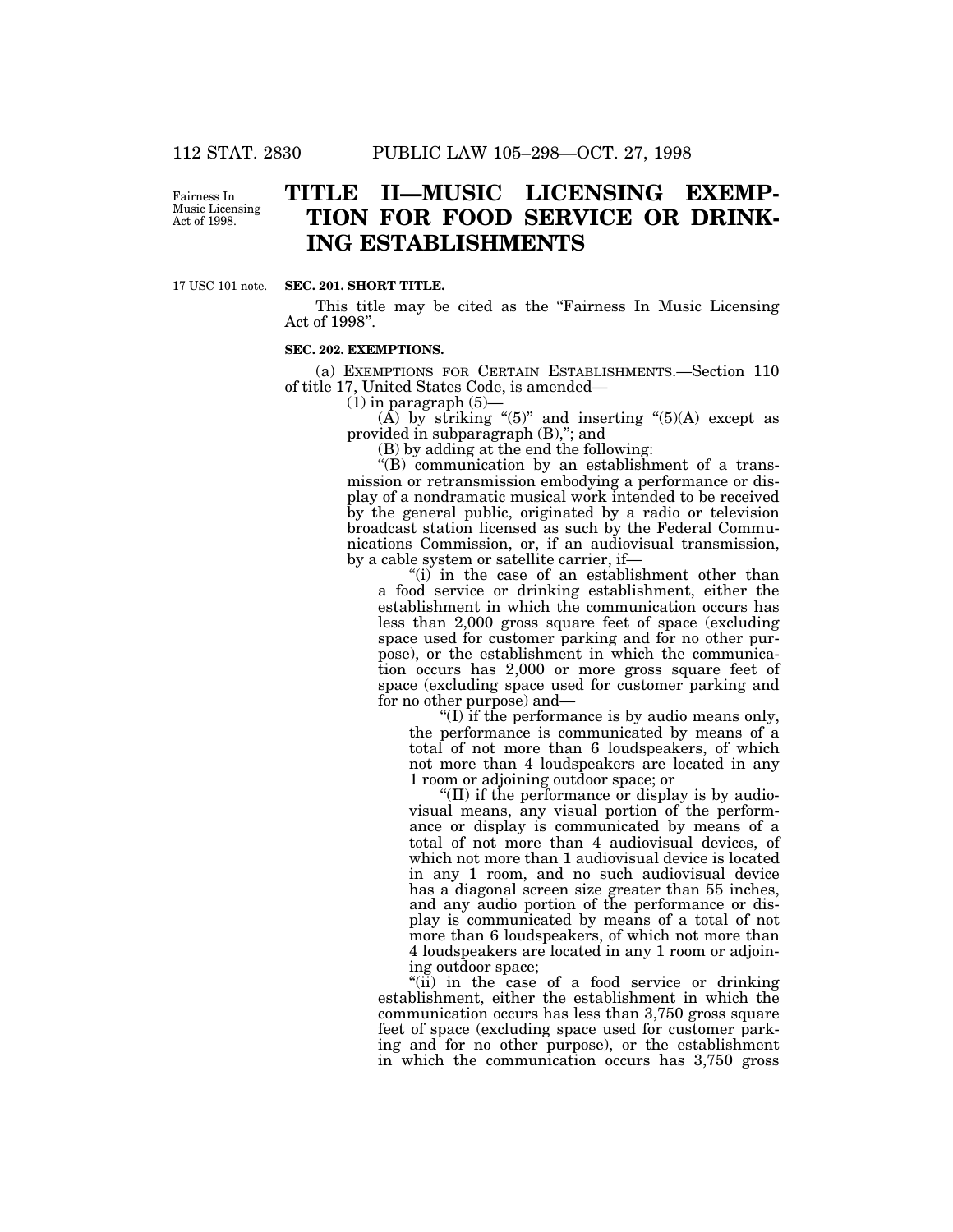Fairness In Music Licensing Act of 1998.

# TITLE II—MUSIC LICENSING EXEMPTION FOR FOOD SERVICE OR DRINKING ESTABLISHMENTS

17 USC 101 note.

### SEC. 201. SHORT TITLE.

This title may be cited as the "Fairness In Music Licensing Act of 1998".

### SEC. 202. EXEMPTIONS.

(a) EXEMPTIONS FOR CERTAIN ESTABLISHMENTS.—Section 110 of title 17, United States Code, is amended—

(1) in paragraph (5)—

(A) by striking "(5)" and inserting "(5)(A) except as provided in subparagraph (B),"; and

(B) by adding at the end the following:

"(B) communication by an establishment of a transmission or retransmission embodying a performance or display of a nondramatic musical work intended to be received by the general public, originated by a radio or television broadcast station licensed as such by the Federal Communications Commission, or, if an audiovisual transmission, by a cable system or satellite carrier, if—

"(i) in the case of an establishment other than a food service or drinking establishment, either the establishment in which the communication occurs has less than 2,000 gross square feet of space (excluding space used for customer parking and for no other purpose), or the establishment in which the communication occurs has 2,000 or more gross square feet of space (excluding space used for customer parking and for no other purpose) and—

"(I) if the performance is by audio means only, the performance is communicated by means of a total of not more than 6 loudspeakers, of which not more than 4 loudspeakers are located in any 1 room or adjoining outdoor space; or

"(II) if the performance or display is by audiovisual means, any visual portion of the performance or display is communicated by means of a total of not more than 4 audiovisual devices, of which not more than 1 audiovisual device is located in any 1 room, and no such audiovisual device has a diagonal screen size greater than 55 inches, and any audio portion of the performance or display is communicated by means of a total of not more than 6 loudspeakers, of which not more than 4 loudspeakers are located in any 1 room or adjoining outdoor space;

"(ii) in the case of a food service or drinking establishment, either the establishment in which the communication occurs has less than 3,750 gross square feet of space (excluding space used for customer parking and for no other purpose), or the establishment in which the communication occurs has 3,750 gross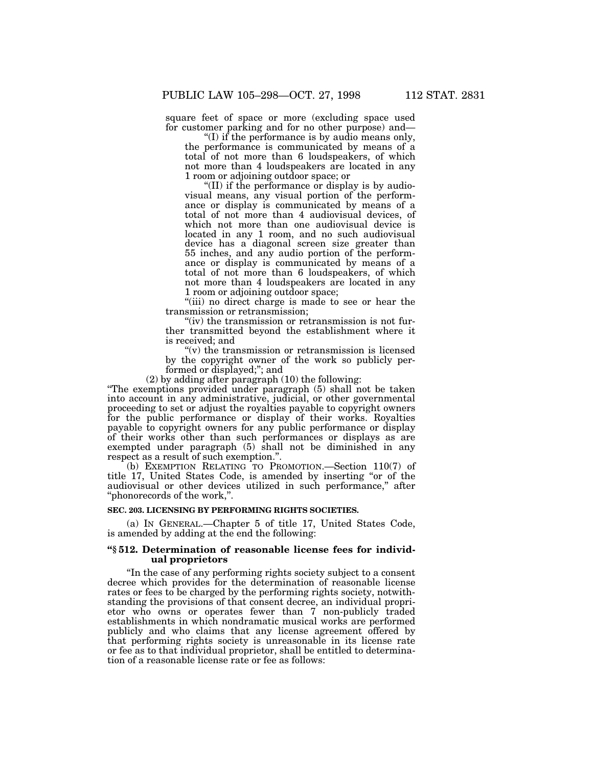square feet of space or more (excluding space used for customer parking and for no other purpose) and—

"(I) if the performance is by audio means only, the performance is communicated by means of a total of not more than 6 loudspeakers, of which not more than 4 loudspeakers are located in any 1 room or adjoining outdoor space; or

"(II) if the performance or display is by audiovisual means, any visual portion of the performance or display is communicated by means of a total of not more than 4 audiovisual devices, of which not more than one audiovisual device is located in any 1 room, and no such audiovisual device has a diagonal screen size greater than 55 inches, and any audio portion of the performance or display is communicated by means of a total of not more than 6 loudspeakers, of which not more than 4 loudspeakers are located in any 1 room or adjoining outdoor space;

"(iii) no direct charge is made to see or hear the transmission or retransmission;

"(iv) the transmission or retransmission is not further transmitted beyond the establishment where it is received; and

"(v) the transmission or retransmission is licensed by the copyright owner of the work so publicly performed or displayed;"; and

(2) by adding after paragraph (10) the following:

"The exemptions provided under paragraph (5) shall not be taken into account in any administrative, judicial, or other governmental proceeding to set or adjust the royalties payable to copyright owners for the public performance or display of their works. Royalties payable to copyright owners for any public performance or display of their works other than such performances or displays as are exempted under paragraph (5) shall not be diminished in any respect as a result of such exemption.".

(b) EXEMPTION RELATING TO PROMOTION.—Section 110(7) of title 17, United States Code, is amended by inserting "or of the audiovisual or other devices utilized in such performance," after "phonorecords of the work,".

**SEC. 203. LICENSING BY PERFORMING RIGHTS SOCIETIES.**

(a) IN GENERAL.—Chapter 5 of title 17, United States Code, is amended by adding at the end the following:

**"§ 512. Determination of reasonable license fees for individual proprietors**

"In the case of any performing rights society subject to a consent decree which provides for the determination of reasonable license rates or fees to be charged by the performing rights society, notwithstanding the provisions of that consent decree, an individual proprietor who owns or operates fewer than 7 non-publicly traded establishments in which nondramatic musical works are performed publicly and who claims that any license agreement offered by that performing rights society is unreasonable in its license rate or fee as to that individual proprietor, shall be entitled to determination of a reasonable license rate or fee as follows: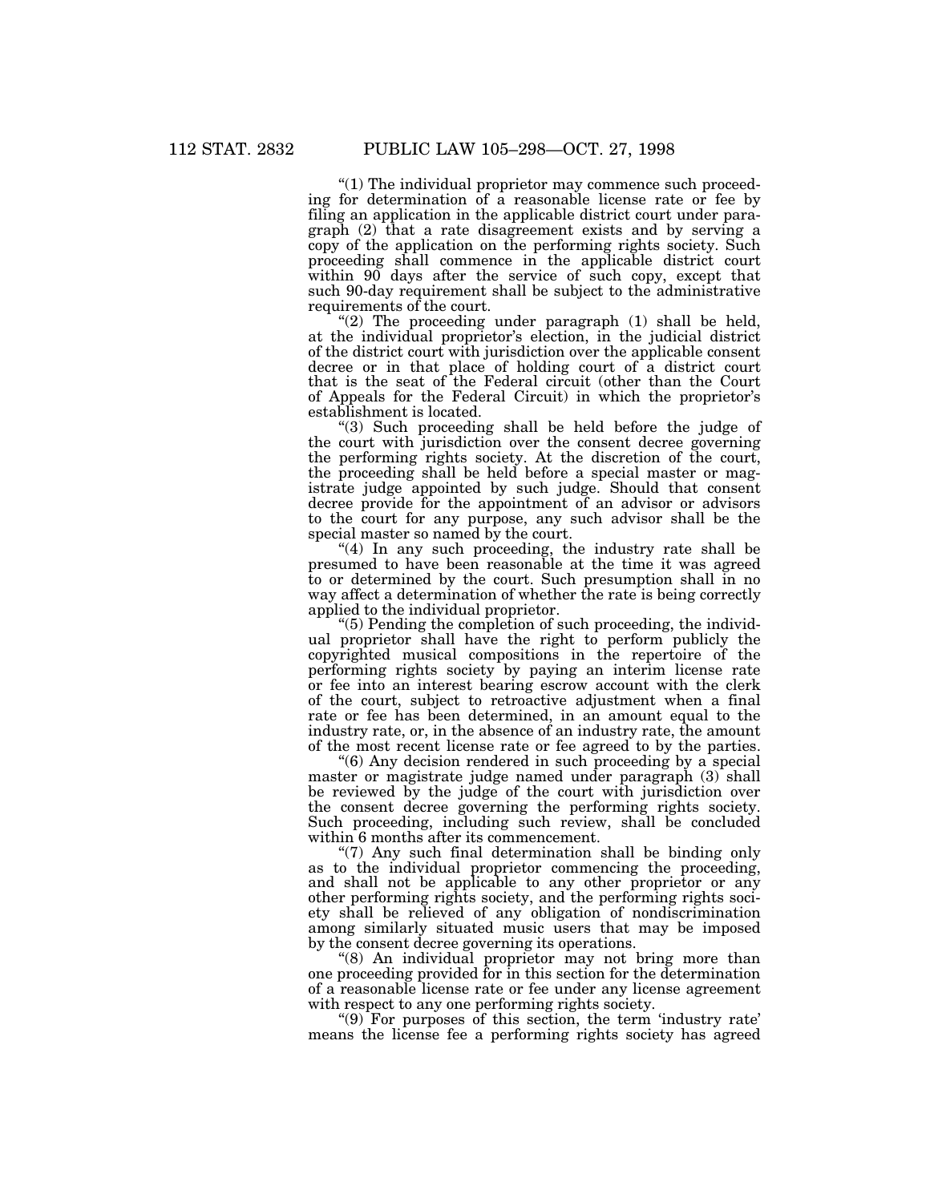"(1) The individual proprietor may commence such proceeding for determination of a reasonable license rate or fee by filing an application in the applicable district court under paragraph (2) that a rate disagreement exists and by serving a copy of the application on the performing rights society. Such proceeding shall commence in the applicable district court within 90 days after the service of such copy, except that such 90-day requirement shall be subject to the administrative requirements of the court.

"(2) The proceeding under paragraph (1) shall be held, at the individual proprietor's election, in the judicial district of the district court with jurisdiction over the applicable consent decree or in that place of holding court of a district court that is the seat of the Federal circuit (other than the Court of Appeals for the Federal Circuit) in which the proprietor's establishment is located.

"(3) Such proceeding shall be held before the judge of the court with jurisdiction over the consent decree governing the performing rights society. At the discretion of the court, the proceeding shall be held before a special master or magistrate judge appointed by such judge. Should that consent decree provide for the appointment of an advisor or advisors to the court for any purpose, any such advisor shall be the special master so named by the court.

"(4) In any such proceeding, the industry rate shall be presumed to have been reasonable at the time it was agreed to or determined by the court. Such presumption shall in no way affect a determination of whether the rate is being correctly applied to the individual proprietor.

"(5) Pending the completion of such proceeding, the individual proprietor shall have the right to perform publicly the copyrighted musical compositions in the repertoire of the performing rights society by paying an interim license rate or fee into an interest bearing escrow account with the clerk of the court, subject to retroactive adjustment when a final rate or fee has been determined, in an amount equal to the industry rate, or, in the absence of an industry rate, the amount of the most recent license rate or fee agreed to by the parties.

"(6) Any decision rendered in such proceeding by a special master or magistrate judge named under paragraph (3) shall be reviewed by the judge of the court with jurisdiction over the consent decree governing the performing rights society. Such proceeding, including such review, shall be concluded within 6 months after its commencement.

"(7) Any such final determination shall be binding only as to the individual proprietor commencing the proceeding, and shall not be applicable to any other proprietor or any other performing rights society, and the performing rights society shall be relieved of any obligation of nondiscrimination among similarly situated music users that may be imposed by the consent decree governing its operations.

"(8) An individual proprietor may not bring more than one proceeding provided for in this section for the determination of a reasonable license rate or fee under any license agreement with respect to any one performing rights society.

"(9) For purposes of this section, the term 'industry rate' means the license fee a performing rights society has agreed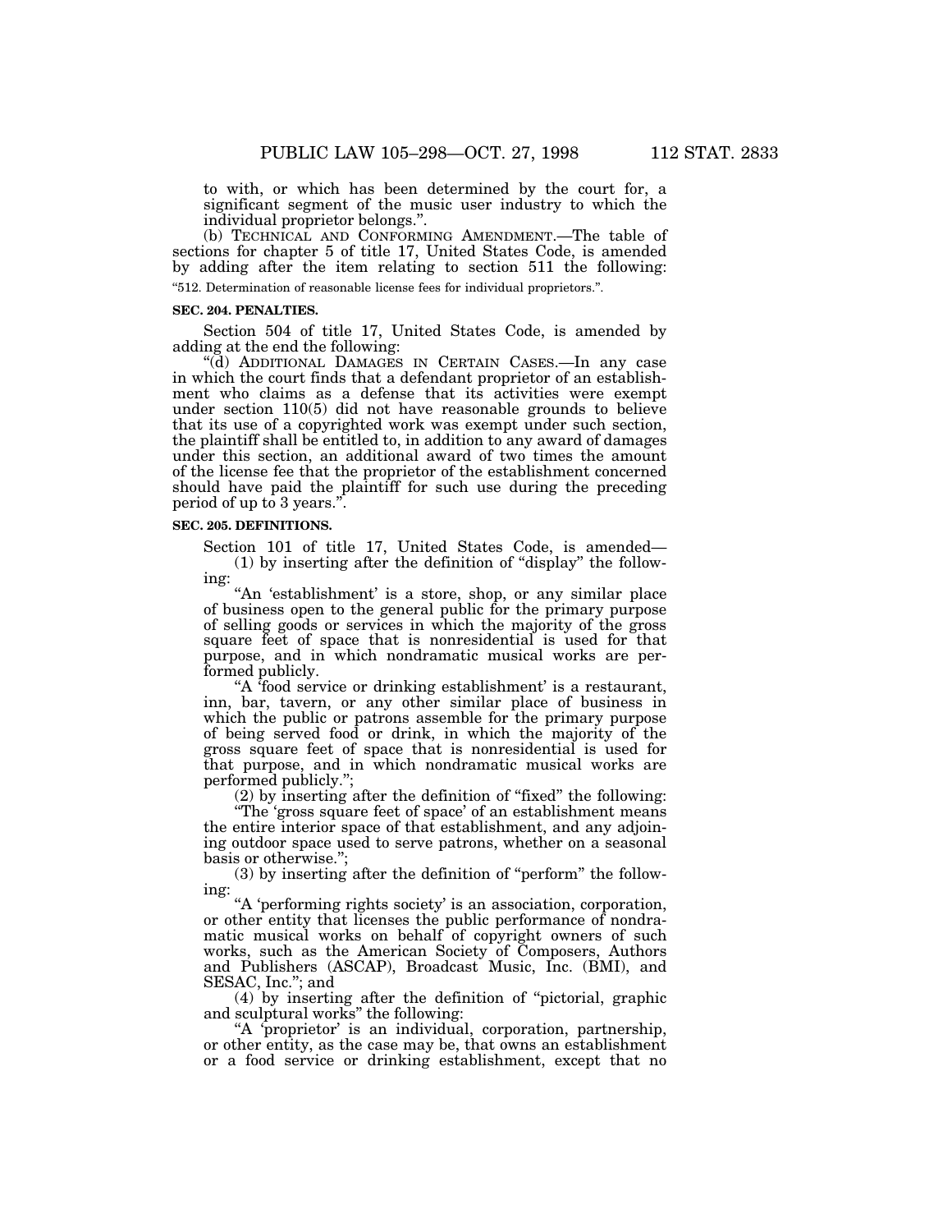to with, or which has been determined by the court for, a significant segment of the music user industry to which the individual proprietor belongs.".

(b) TECHNICAL AND CONFORMING AMENDMENT.—The table of sections for chapter 5 of title 17, United States Code, is amended by adding after the item relating to section 511 the following:

"512. Determination of reasonable license fees for individual proprietors.".

**SEC. 204. PENALTIES.**

Section 504 of title 17, United States Code, is amended by adding at the end the following:

"(d) ADDITIONAL DAMAGES IN CERTAIN CASES.—In any case in which the court finds that a defendant proprietor of an establishment who claims as a defense that its activities were exempt under section 110(5) did not have reasonable grounds to believe that its use of a copyrighted work was exempt under such section, the plaintiff shall be entitled to, in addition to any award of damages under this section, an additional award of two times the amount of the license fee that the proprietor of the establishment concerned should have paid the plaintiff for such use during the preceding period of up to 3 years.".

**SEC. 205. DEFINITIONS.**

Section 101 of title 17, United States Code, is amended—

(1) by inserting after the definition of "display" the following:

"An 'establishment' is a store, shop, or any similar place of business open to the general public for the primary purpose of selling goods or services in which the majority of the gross square feet of space that is nonresidential is used for that purpose, and in which nondramatic musical works are performed publicly.

"A 'food service or drinking establishment' is a restaurant, inn, bar, tavern, or any other similar place of business in which the public or patrons assemble for the primary purpose of being served food or drink, in which the majority of the gross square feet of space that is nonresidential is used for that purpose, and in which nondramatic musical works are performed publicly.";

(2) by inserting after the definition of "fixed" the following:

"The 'gross square feet of space' of an establishment means the entire interior space of that establishment, and any adjoining outdoor space used to serve patrons, whether on a seasonal basis or otherwise.";

(3) by inserting after the definition of "perform" the following:

"A 'performing rights society' is an association, corporation, or other entity that licenses the public performance of nondramatic musical works on behalf of copyright owners of such works, such as the American Society of Composers, Authors and Publishers (ASCAP), Broadcast Music, Inc. (BMI), and SESAC, Inc."; and

(4) by inserting after the definition of "pictorial, graphic and sculptural works" the following:

"A 'proprietor' is an individual, corporation, partnership, or other entity, as the case may be, that owns an establishment or a food service or drinking establishment, except that no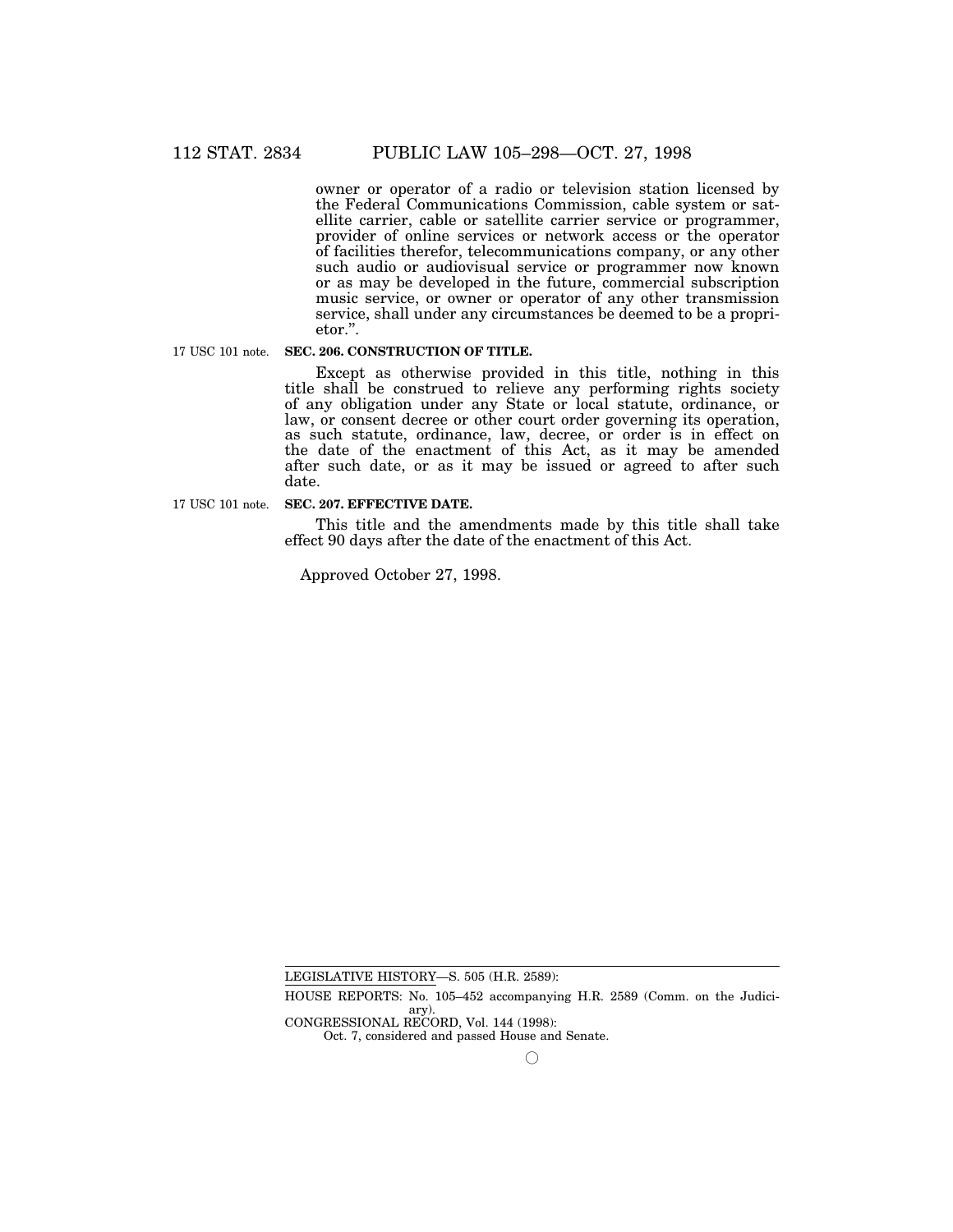owner or operator of a radio or television station licensed by the Federal Communications Commission, cable system or satellite carrier, cable or satellite carrier service or programmer, provider of online services or network access or the operator of facilities therefor, telecommunications company, or any other such audio or audiovisual service or programmer now known or as may be developed in the future, commercial subscription music service, or owner or operator of any other transmission service, shall under any circumstances be deemed to be a proprietor.".

17 USC 101 note.

**SEC. 206. CONSTRUCTION OF TITLE.**

Except as otherwise provided in this title, nothing in this title shall be construed to relieve any performing rights society of any obligation under any State or local statute, ordinance, or law, or consent decree or other court order governing its operation, as such statute, ordinance, law, decree, or order is in effect on the date of the enactment of this Act, as it may be amended after such date, or as it may be issued or agreed to after such date.

17 USC 101 note.

**SEC. 207. EFFECTIVE DATE.**

This title and the amendments made by this title shall take effect 90 days after the date of the enactment of this Act.

Approved October 27, 1998.

---

LEGISLATIVE HISTORY—S. 505 (H.R. 2589):

HOUSE REPORTS: No. 105–452 accompanying H.R. 2589 (Comm. on the Judiciary).

CONGRESSIONAL RECORD, Vol. 144 (1998):

Oct. 7, considered and passed House and Senate.

○